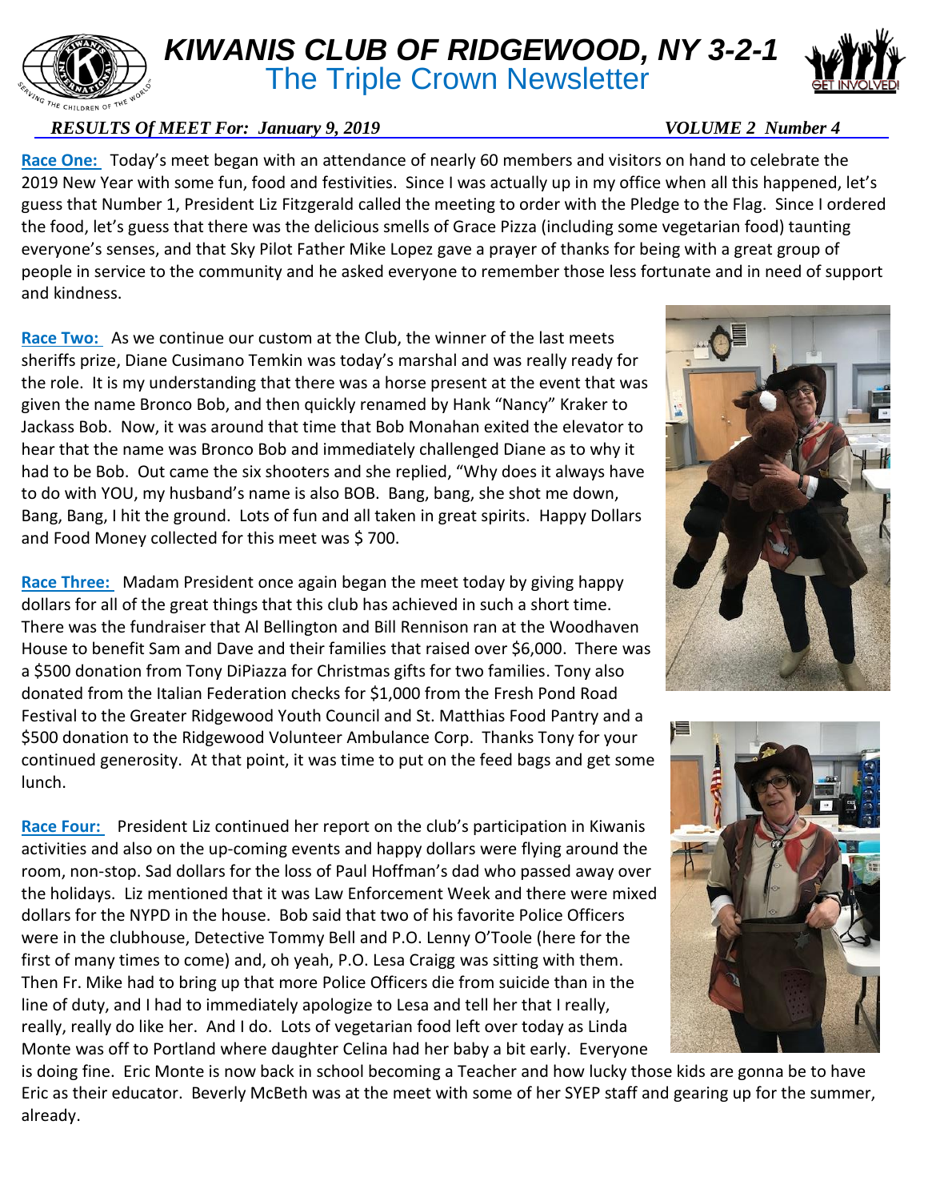# *KIWANIS CLUB OF RIDGEWOOD, NY 3-2-1*

## The Triple Crown Newsletter

***RESULTS Of MEET For: January 9, 2019*** ***VOLUME 2 Number 4***

**Race One:** Today's meet began with an attendance of nearly 60 members and visitors on hand to celebrate the 2019 New Year with some fun, food and festivities. Since I was actually up in my office when all this happened, let's guess that Number 1, President Liz Fitzgerald called the meeting to order with the Pledge to the Flag. Since I ordered the food, let's guess that there was the delicious smells of Grace Pizza (including some vegetarian food) taunting everyone's senses, and that Sky Pilot Father Mike Lopez gave a prayer of thanks for being with a great group of people in service to the community and he asked everyone to remember those less fortunate and in need of support and kindness.

**Race Two:** As we continue our custom at the Club, the winner of the last meets sheriffs prize, Diane Cusimano Temkin was today's marshal and was really ready for the role. It is my understanding that there was a horse present at the event that was given the name Bronco Bob, and then quickly renamed by Hank "Nancy" Kraker to Jackass Bob. Now, it was around that time that Bob Monahan exited the elevator to hear that the name was Bronco Bob and immediately challenged Diane as to why it had to be Bob. Out came the six shooters and she replied, "Why does it always have to do with YOU, my husband's name is also BOB. Bang, bang, she shot me down, Bang, Bang, I hit the ground. Lots of fun and all taken in great spirits. Happy Dollars and Food Money collected for this meet was $ 700.

**Race Three:** Madam President once again began the meet today by giving happy dollars for all of the great things that this club has achieved in such a short time. There was the fundraiser that Al Bellington and Bill Rennison ran at the Woodhaven House to benefit Sam and Dave and their families that raised over $6,000. There was a $500 donation from Tony DiPiazza for Christmas gifts for two families. Tony also donated from the Italian Federation checks for $1,000 from the Fresh Pond Road Festival to the Greater Ridgewood Youth Council and St. Matthias Food Pantry and a $500 donation to the Ridgewood Volunteer Ambulance Corp. Thanks Tony for your continued generosity. At that point, it was time to put on the feed bags and get some lunch.

**Race Four:** President Liz continued her report on the club's participation in Kiwanis activities and also on the up-coming events and happy dollars were flying around the room, non-stop. Sad dollars for the loss of Paul Hoffman's dad who passed away over the holidays. Liz mentioned that it was Law Enforcement Week and there were mixed dollars for the NYPD in the house. Bob said that two of his favorite Police Officers were in the clubhouse, Detective Tommy Bell and P.O. Lenny O'Toole (here for the first of many times to come) and, oh yeah, P.O. Lesa Craigg was sitting with them. Then Fr. Mike had to bring up that more Police Officers die from suicide than in the line of duty, and I had to immediately apologize to Lesa and tell her that I really, really, really do like her. And I do. Lots of vegetarian food left over today as Linda Monte was off to Portland where daughter Celina had her baby a bit early. Everyone is doing fine. Eric Monte is now back in school becoming a Teacher and how lucky those kids are gonna be to have Eric as their educator. Beverly McBeth was at the meet with some of her SYEP staff and gearing up for the summer, already.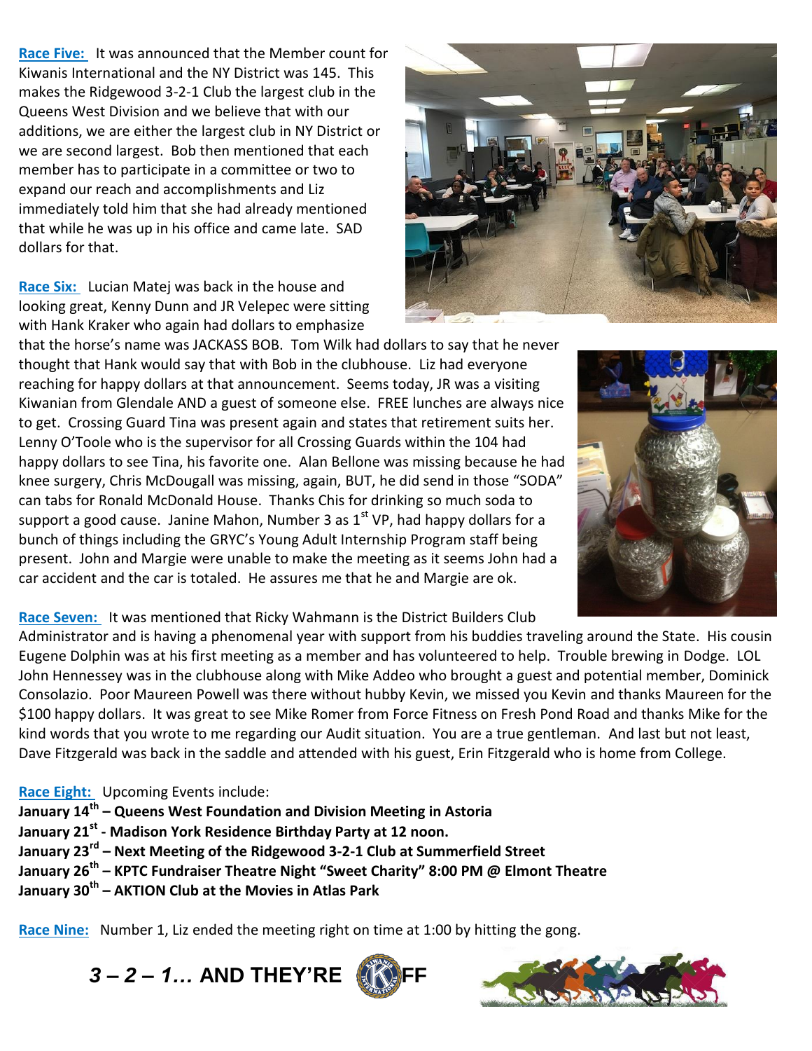**Race Five:** It was announced that the Member count for Kiwanis International and the NY District was 145. This makes the Ridgewood 3-2-1 Club the largest club in the Queens West Division and we believe that with our additions, we are either the largest club in NY District or we are second largest. Bob then mentioned that each member has to participate in a committee or two to expand our reach and accomplishments and Liz immediately told him that she had already mentioned that while he was up in his office and came late. SAD dollars for that.

**Race Six:** Lucian Matej was back in the house and looking great, Kenny Dunn and JR Velepec were sitting with Hank Kraker who again had dollars to emphasize that the horse's name was JACKASS BOB. Tom Wilk had dollars to say that he never thought that Hank would say that with Bob in the clubhouse. Liz had everyone reaching for happy dollars at that announcement. Seems today, JR was a visiting Kiwanian from Glendale AND a guest of someone else. FREE lunches are always nice to get. Crossing Guard Tina was present again and states that retirement suits her. Lenny O'Toole who is the supervisor for all Crossing Guards within the 104 had happy dollars to see Tina, his favorite one. Alan Bellone was missing because he had knee surgery, Chris McDougall was missing, again, BUT, he did send in those "SODA" can tabs for Ronald McDonald House. Thanks Chis for drinking so much soda to support a good cause. Janine Mahon, Number 3 as 1st VP, had happy dollars for a bunch of things including the GRYC's Young Adult Internship Program staff being present. John and Margie were unable to make the meeting as it seems John had a car accident and the car is totaled. He assures me that he and Margie are ok.

**Race Seven:** It was mentioned that Ricky Wahmann is the District Builders Club Administrator and is having a phenomenal year with support from his buddies traveling around the State. His cousin Eugene Dolphin was at his first meeting as a member and has volunteered to help. Trouble brewing in Dodge. LOL John Hennessey was in the clubhouse along with Mike Addeo who brought a guest and potential member, Dominick Consolazio. Poor Maureen Powell was there without hubby Kevin, we missed you Kevin and thanks Maureen for the $100 happy dollars. It was great to see Mike Romer from Force Fitness on Fresh Pond Road and thanks Mike for the kind words that you wrote to me regarding our Audit situation. You are a true gentleman. And last but not least, Dave Fitzgerald was back in the saddle and attended with his guest, Erin Fitzgerald who is home from College.

**Race Eight:** Upcoming Events include:

**January 14th – Queens West Foundation and Division Meeting in Astoria**
**January 21st - Madison York Residence Birthday Party at 12 noon.**
**January 23rd – Next Meeting of the Ridgewood 3-2-1 Club at Summerfield Street**
**January 26th – KPTC Fundraiser Theatre Night "Sweet Charity" 8:00 PM @ Elmont Theatre**
**January 30th – AKTION Club at the Movies in Atlas Park**

**Race Nine:** Number 1, Liz ended the meeting right on time at 1:00 by hitting the gong.

***3 – 2 – 1…* AND THEY'RE OFF**